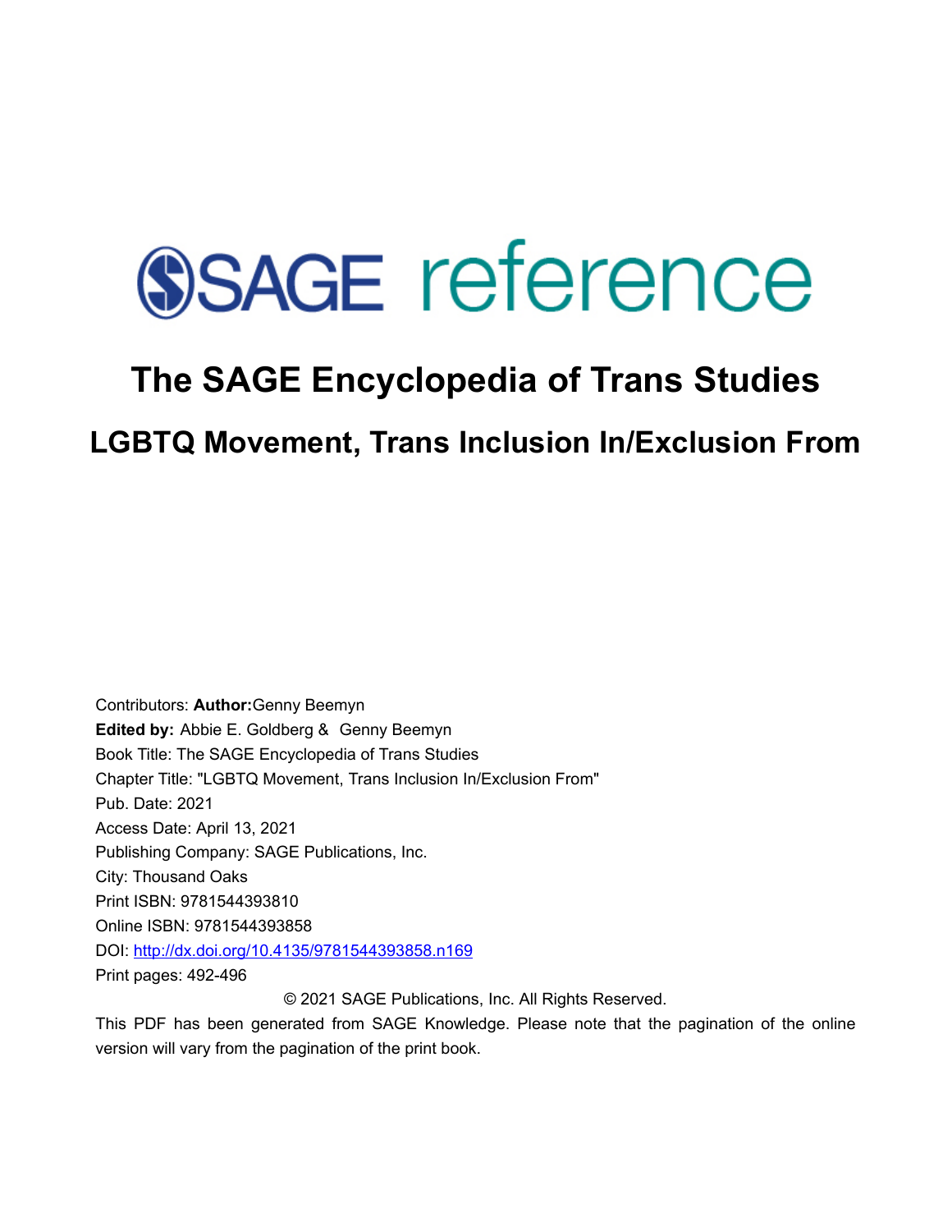# SAGE reference

# The SAGE Encyclopedia of Trans Studies

## LGBTQ Movement, Trans Inclusion In/Exclusion From

Contributors: **Author:** Genny Beemyn
**Edited by:** Abbie E. Goldberg & Genny Beemyn
Book Title: The SAGE Encyclopedia of Trans Studies
Chapter Title: "LGBTQ Movement, Trans Inclusion In/Exclusion From"
Pub. Date: 2021
Access Date: April 13, 2021
Publishing Company: SAGE Publications, Inc.
City: Thousand Oaks
Print ISBN: 9781544393810
Online ISBN: 9781544393858
DOI: http://dx.doi.org/10.4135/9781544393858.n169
Print pages: 492-496

© 2021 SAGE Publications, Inc. All Rights Reserved.

This PDF has been generated from SAGE Knowledge. Please note that the pagination of the online version will vary from the pagination of the print book.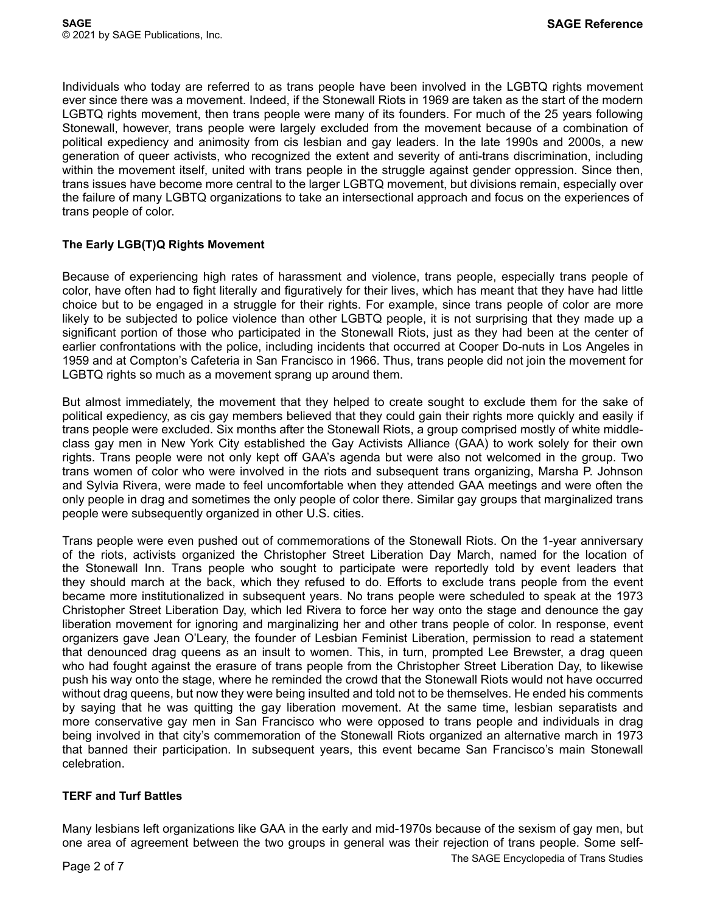Individuals who today are referred to as trans people have been involved in the LGBTQ rights movement ever since there was a movement. Indeed, if the Stonewall Riots in 1969 are taken as the start of the modern LGBTQ rights movement, then trans people were many of its founders. For much of the 25 years following Stonewall, however, trans people were largely excluded from the movement because of a combination of political expediency and animosity from cis lesbian and gay leaders. In the late 1990s and 2000s, a new generation of queer activists, who recognized the extent and severity of anti-trans discrimination, including within the movement itself, united with trans people in the struggle against gender oppression. Since then, trans issues have become more central to the larger LGBTQ movement, but divisions remain, especially over the failure of many LGBTQ organizations to take an intersectional approach and focus on the experiences of trans people of color.

### The Early LGB(T)Q Rights Movement

Because of experiencing high rates of harassment and violence, trans people, especially trans people of color, have often had to fight literally and figuratively for their lives, which has meant that they have had little choice but to be engaged in a struggle for their rights. For example, since trans people of color are more likely to be subjected to police violence than other LGBTQ people, it is not surprising that they made up a significant portion of those who participated in the Stonewall Riots, just as they had been at the center of earlier confrontations with the police, including incidents that occurred at Cooper Do-nuts in Los Angeles in 1959 and at Compton's Cafeteria in San Francisco in 1966. Thus, trans people did not join the movement for LGBTQ rights so much as a movement sprang up around them.

But almost immediately, the movement that they helped to create sought to exclude them for the sake of political expediency, as cis gay members believed that they could gain their rights more quickly and easily if trans people were excluded. Six months after the Stonewall Riots, a group comprised mostly of white middle-class gay men in New York City established the Gay Activists Alliance (GAA) to work solely for their own rights. Trans people were not only kept off GAA's agenda but were also not welcomed in the group. Two trans women of color who were involved in the riots and subsequent trans organizing, Marsha P. Johnson and Sylvia Rivera, were made to feel uncomfortable when they attended GAA meetings and were often the only people in drag and sometimes the only people of color there. Similar gay groups that marginalized trans people were subsequently organized in other U.S. cities.

Trans people were even pushed out of commemorations of the Stonewall Riots. On the 1-year anniversary of the riots, activists organized the Christopher Street Liberation Day March, named for the location of the Stonewall Inn. Trans people who sought to participate were reportedly told by event leaders that they should march at the back, which they refused to do. Efforts to exclude trans people from the event became more institutionalized in subsequent years. No trans people were scheduled to speak at the 1973 Christopher Street Liberation Day, which led Rivera to force her way onto the stage and denounce the gay liberation movement for ignoring and marginalizing her and other trans people of color. In response, event organizers gave Jean O'Leary, the founder of Lesbian Feminist Liberation, permission to read a statement that denounced drag queens as an insult to women. This, in turn, prompted Lee Brewster, a drag queen who had fought against the erasure of trans people from the Christopher Street Liberation Day, to likewise push his way onto the stage, where he reminded the crowd that the Stonewall Riots would not have occurred without drag queens, but now they were being insulted and told not to be themselves. He ended his comments by saying that he was quitting the gay liberation movement. At the same time, lesbian separatists and more conservative gay men in San Francisco who were opposed to trans people and individuals in drag being involved in that city's commemoration of the Stonewall Riots organized an alternative march in 1973 that banned their participation. In subsequent years, this event became San Francisco's main Stonewall celebration.

### TERF and Turf Battles

Many lesbians left organizations like GAA in the early and mid-1970s because of the sexism of gay men, but one area of agreement between the two groups in general was their rejection of trans people. Some self-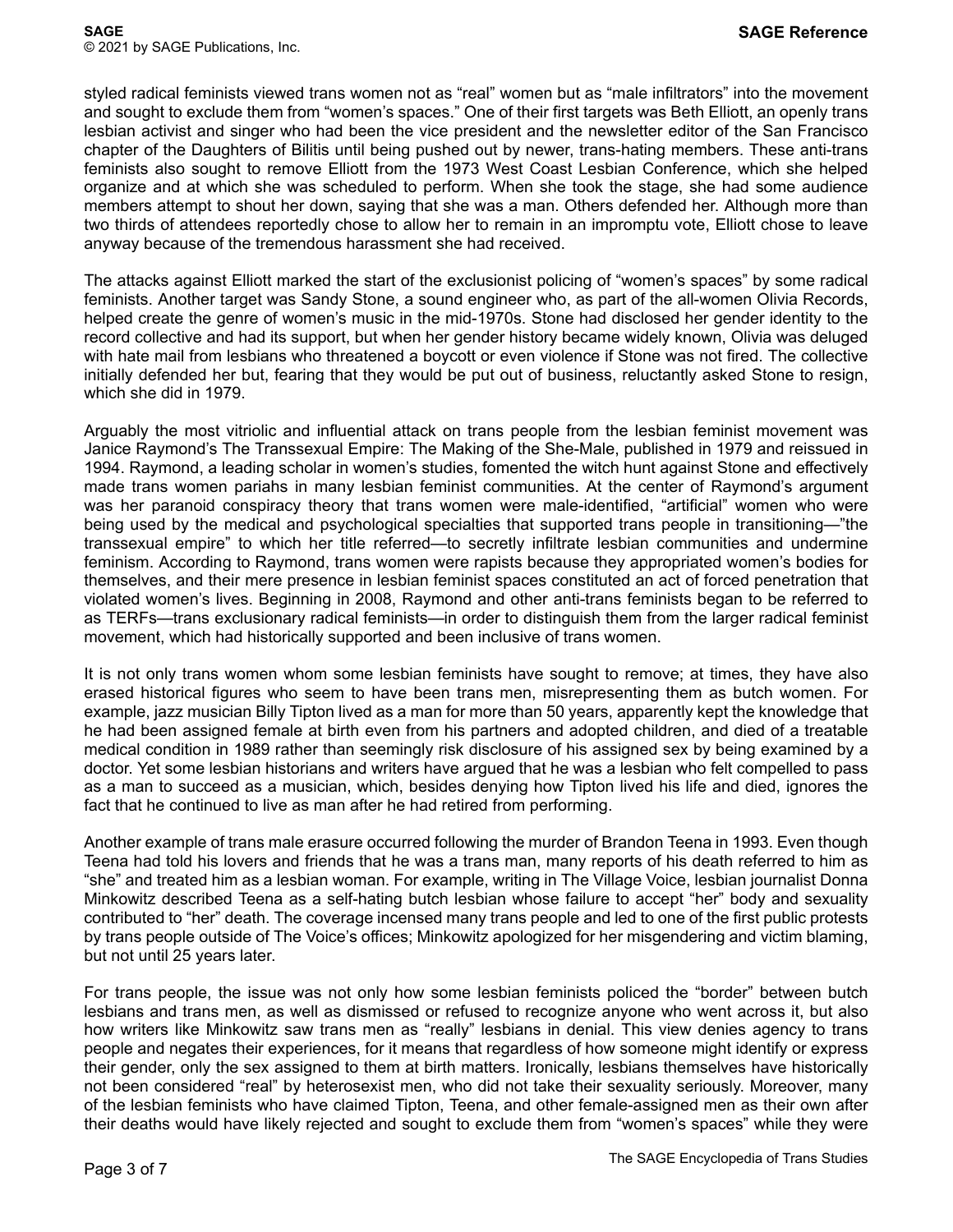styled radical feminists viewed trans women not as “real” women but as “male infiltrators” into the movement and sought to exclude them from “women’s spaces.” One of their first targets was Beth Elliott, an openly trans lesbian activist and singer who had been the vice president and the newsletter editor of the San Francisco chapter of the Daughters of Bilitis until being pushed out by newer, trans-hating members. These anti-trans feminists also sought to remove Elliott from the 1973 West Coast Lesbian Conference, which she helped organize and at which she was scheduled to perform. When she took the stage, she had some audience members attempt to shout her down, saying that she was a man. Others defended her. Although more than two thirds of attendees reportedly chose to allow her to remain in an impromptu vote, Elliott chose to leave anyway because of the tremendous harassment she had received.

The attacks against Elliott marked the start of the exclusionist policing of “women’s spaces” by some radical feminists. Another target was Sandy Stone, a sound engineer who, as part of the all-women Olivia Records, helped create the genre of women’s music in the mid-1970s. Stone had disclosed her gender identity to the record collective and had its support, but when her gender history became widely known, Olivia was deluged with hate mail from lesbians who threatened a boycott or even violence if Stone was not fired. The collective initially defended her but, fearing that they would be put out of business, reluctantly asked Stone to resign, which she did in 1979.

Arguably the most vitriolic and influential attack on trans people from the lesbian feminist movement was Janice Raymond’s The Transsexual Empire: The Making of the She-Male, published in 1979 and reissued in 1994. Raymond, a leading scholar in women’s studies, fomented the witch hunt against Stone and effectively made trans women pariahs in many lesbian feminist communities. At the center of Raymond’s argument was her paranoid conspiracy theory that trans women were male-identified, “artificial” women who were being used by the medical and psychological specialties that supported trans people in transitioning—”the transsexual empire” to which her title referred—to secretly infiltrate lesbian communities and undermine feminism. According to Raymond, trans women were rapists because they appropriated women’s bodies for themselves, and their mere presence in lesbian feminist spaces constituted an act of forced penetration that violated women’s lives. Beginning in 2008, Raymond and other anti-trans feminists began to be referred to as TERFs—trans exclusionary radical feminists—in order to distinguish them from the larger radical feminist movement, which had historically supported and been inclusive of trans women.

It is not only trans women whom some lesbian feminists have sought to remove; at times, they have also erased historical figures who seem to have been trans men, misrepresenting them as butch women. For example, jazz musician Billy Tipton lived as a man for more than 50 years, apparently kept the knowledge that he had been assigned female at birth even from his partners and adopted children, and died of a treatable medical condition in 1989 rather than seemingly risk disclosure of his assigned sex by being examined by a doctor. Yet some lesbian historians and writers have argued that he was a lesbian who felt compelled to pass as a man to succeed as a musician, which, besides denying how Tipton lived his life and died, ignores the fact that he continued to live as man after he had retired from performing.

Another example of trans male erasure occurred following the murder of Brandon Teena in 1993. Even though Teena had told his lovers and friends that he was a trans man, many reports of his death referred to him as “she” and treated him as a lesbian woman. For example, writing in The Village Voice, lesbian journalist Donna Minkowitz described Teena as a self-hating butch lesbian whose failure to accept “her” body and sexuality contributed to “her” death. The coverage incensed many trans people and led to one of the first public protests by trans people outside of The Voice’s offices; Minkowitz apologized for her misgendering and victim blaming, but not until 25 years later.

For trans people, the issue was not only how some lesbian feminists policed the “border” between butch lesbians and trans men, as well as dismissed or refused to recognize anyone who went across it, but also how writers like Minkowitz saw trans men as “really” lesbians in denial. This view denies agency to trans people and negates their experiences, for it means that regardless of how someone might identify or express their gender, only the sex assigned to them at birth matters. Ironically, lesbians themselves have historically not been considered “real” by heterosexist men, who did not take their sexuality seriously. Moreover, many of the lesbian feminists who have claimed Tipton, Teena, and other female-assigned men as their own after their deaths would have likely rejected and sought to exclude them from “women’s spaces” while they were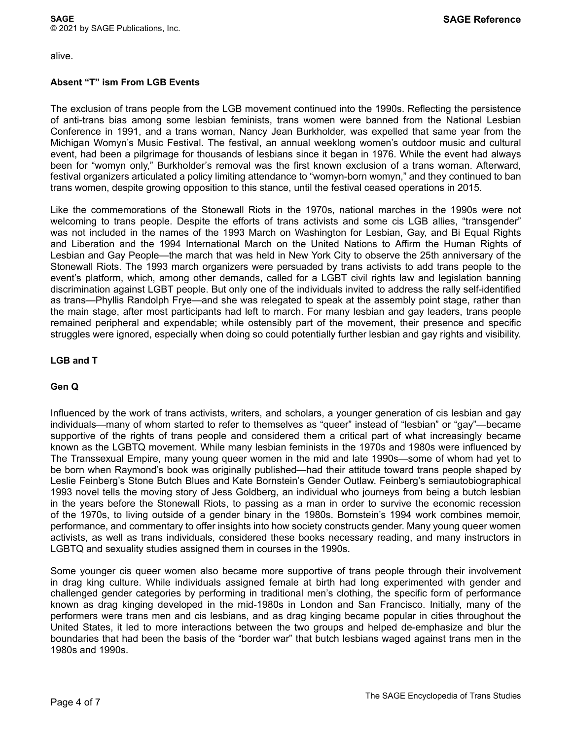alive.

### Absent "T" ism From LGB Events

The exclusion of trans people from the LGB movement continued into the 1990s. Reflecting the persistence of anti-trans bias among some lesbian feminists, trans women were banned from the National Lesbian Conference in 1991, and a trans woman, Nancy Jean Burkholder, was expelled that same year from the Michigan Womyn's Music Festival. The festival, an annual weeklong women's outdoor music and cultural event, had been a pilgrimage for thousands of lesbians since it began in 1976. While the event had always been for "womyn only," Burkholder's removal was the first known exclusion of a trans woman. Afterward, festival organizers articulated a policy limiting attendance to "womyn-born womyn," and they continued to ban trans women, despite growing opposition to this stance, until the festival ceased operations in 2015.

Like the commemorations of the Stonewall Riots in the 1970s, national marches in the 1990s were not welcoming to trans people. Despite the efforts of trans activists and some cis LGB allies, "transgender" was not included in the names of the 1993 March on Washington for Lesbian, Gay, and Bi Equal Rights and Liberation and the 1994 International March on the United Nations to Affirm the Human Rights of Lesbian and Gay People—the march that was held in New York City to observe the 25th anniversary of the Stonewall Riots. The 1993 march organizers were persuaded by trans activists to add trans people to the event's platform, which, among other demands, called for a LGBT civil rights law and legislation banning discrimination against LGBT people. But only one of the individuals invited to address the rally self-identified as trans—Phyllis Randolph Frye—and she was relegated to speak at the assembly point stage, rather than the main stage, after most participants had left to march. For many lesbian and gay leaders, trans people remained peripheral and expendable; while ostensibly part of the movement, their presence and specific struggles were ignored, especially when doing so could potentially further lesbian and gay rights and visibility.

## LGB and T

### Gen Q

Influenced by the work of trans activists, writers, and scholars, a younger generation of cis lesbian and gay individuals—many of whom started to refer to themselves as "queer" instead of "lesbian" or "gay"—became supportive of the rights of trans people and considered them a critical part of what increasingly became known as the LGBTQ movement. While many lesbian feminists in the 1970s and 1980s were influenced by The Transsexual Empire, many young queer women in the mid and late 1990s—some of whom had yet to be born when Raymond's book was originally published—had their attitude toward trans people shaped by Leslie Feinberg's Stone Butch Blues and Kate Bornstein's Gender Outlaw. Feinberg's semiautobiographical 1993 novel tells the moving story of Jess Goldberg, an individual who journeys from being a butch lesbian in the years before the Stonewall Riots, to passing as a man in order to survive the economic recession of the 1970s, to living outside of a gender binary in the 1980s. Bornstein's 1994 work combines memoir, performance, and commentary to offer insights into how society constructs gender. Many young queer women activists, as well as trans individuals, considered these books necessary reading, and many instructors in LGBTQ and sexuality studies assigned them in courses in the 1990s.

Some younger cis queer women also became more supportive of trans people through their involvement in drag king culture. While individuals assigned female at birth had long experimented with gender and challenged gender categories by performing in traditional men's clothing, the specific form of performance known as drag kinging developed in the mid-1980s in London and San Francisco. Initially, many of the performers were trans men and cis lesbians, and as drag kinging became popular in cities throughout the United States, it led to more interactions between the two groups and helped de-emphasize and blur the boundaries that had been the basis of the "border war" that butch lesbians waged against trans men in the 1980s and 1990s.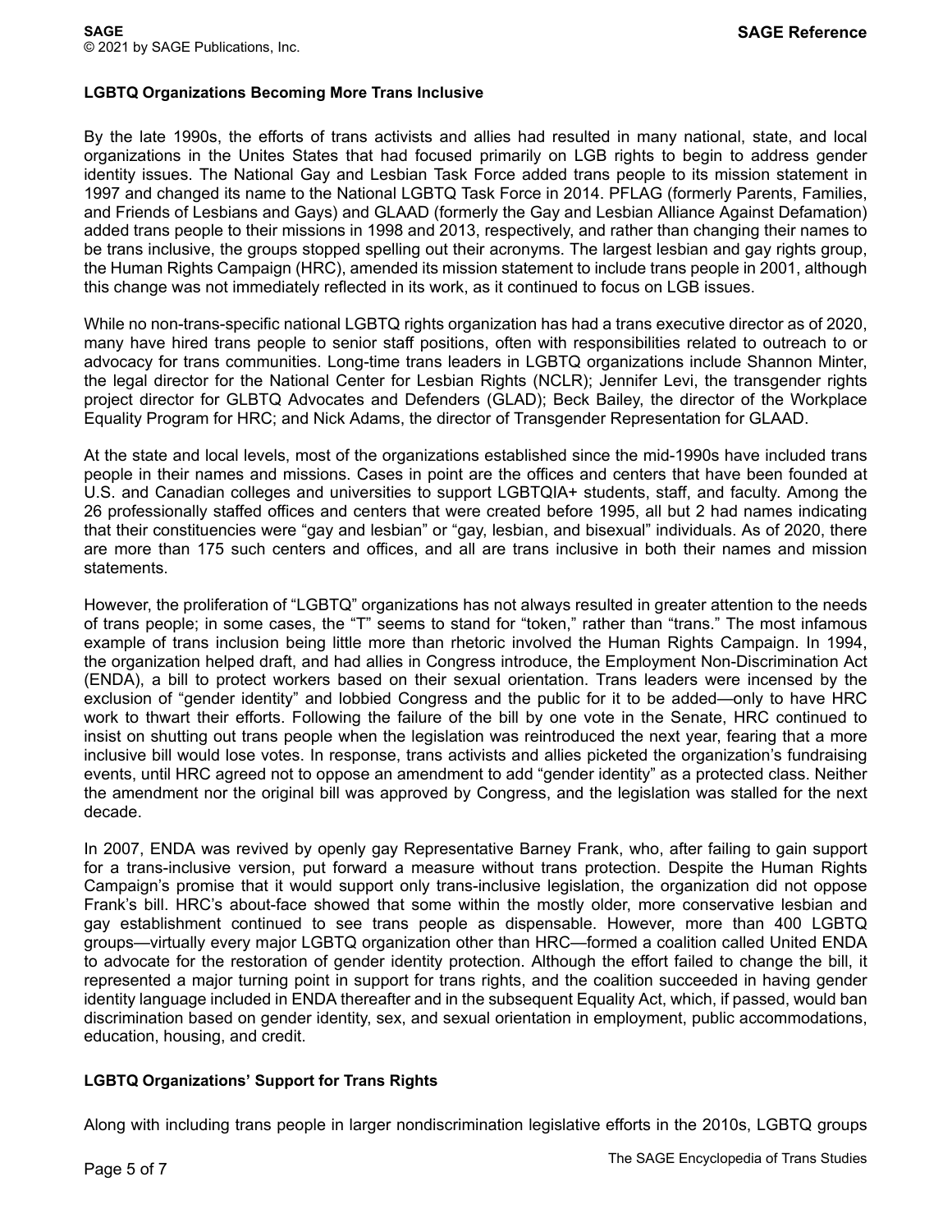### LGBTQ Organizations Becoming More Trans Inclusive

By the late 1990s, the efforts of trans activists and allies had resulted in many national, state, and local organizations in the Unites States that had focused primarily on LGB rights to begin to address gender identity issues. The National Gay and Lesbian Task Force added trans people to its mission statement in 1997 and changed its name to the National LGBTQ Task Force in 2014. PFLAG (formerly Parents, Families, and Friends of Lesbians and Gays) and GLAAD (formerly the Gay and Lesbian Alliance Against Defamation) added trans people to their missions in 1998 and 2013, respectively, and rather than changing their names to be trans inclusive, the groups stopped spelling out their acronyms. The largest lesbian and gay rights group, the Human Rights Campaign (HRC), amended its mission statement to include trans people in 2001, although this change was not immediately reflected in its work, as it continued to focus on LGB issues.

While no non-trans-specific national LGBTQ rights organization has had a trans executive director as of 2020, many have hired trans people to senior staff positions, often with responsibilities related to outreach to or advocacy for trans communities. Long-time trans leaders in LGBTQ organizations include Shannon Minter, the legal director for the National Center for Lesbian Rights (NCLR); Jennifer Levi, the transgender rights project director for GLBTQ Advocates and Defenders (GLAD); Beck Bailey, the director of the Workplace Equality Program for HRC; and Nick Adams, the director of Transgender Representation for GLAAD.

At the state and local levels, most of the organizations established since the mid-1990s have included trans people in their names and missions. Cases in point are the offices and centers that have been founded at U.S. and Canadian colleges and universities to support LGBTQIA+ students, staff, and faculty. Among the 26 professionally staffed offices and centers that were created before 1995, all but 2 had names indicating that their constituencies were "gay and lesbian" or "gay, lesbian, and bisexual" individuals. As of 2020, there are more than 175 such centers and offices, and all are trans inclusive in both their names and mission statements.

However, the proliferation of "LGBTQ" organizations has not always resulted in greater attention to the needs of trans people; in some cases, the "T" seems to stand for "token," rather than "trans." The most infamous example of trans inclusion being little more than rhetoric involved the Human Rights Campaign. In 1994, the organization helped draft, and had allies in Congress introduce, the Employment Non-Discrimination Act (ENDA), a bill to protect workers based on their sexual orientation. Trans leaders were incensed by the exclusion of "gender identity" and lobbied Congress and the public for it to be added—only to have HRC work to thwart their efforts. Following the failure of the bill by one vote in the Senate, HRC continued to insist on shutting out trans people when the legislation was reintroduced the next year, fearing that a more inclusive bill would lose votes. In response, trans activists and allies picketed the organization's fundraising events, until HRC agreed not to oppose an amendment to add "gender identity" as a protected class. Neither the amendment nor the original bill was approved by Congress, and the legislation was stalled for the next decade.

In 2007, ENDA was revived by openly gay Representative Barney Frank, who, after failing to gain support for a trans-inclusive version, put forward a measure without trans protection. Despite the Human Rights Campaign's promise that it would support only trans-inclusive legislation, the organization did not oppose Frank's bill. HRC's about-face showed that some within the mostly older, more conservative lesbian and gay establishment continued to see trans people as dispensable. However, more than 400 LGBTQ groups—virtually every major LGBTQ organization other than HRC—formed a coalition called United ENDA to advocate for the restoration of gender identity protection. Although the effort failed to change the bill, it represented a major turning point in support for trans rights, and the coalition succeeded in having gender identity language included in ENDA thereafter and in the subsequent Equality Act, which, if passed, would ban discrimination based on gender identity, sex, and sexual orientation in employment, public accommodations, education, housing, and credit.

### LGBTQ Organizations' Support for Trans Rights

Along with including trans people in larger nondiscrimination legislative efforts in the 2010s, LGBTQ groups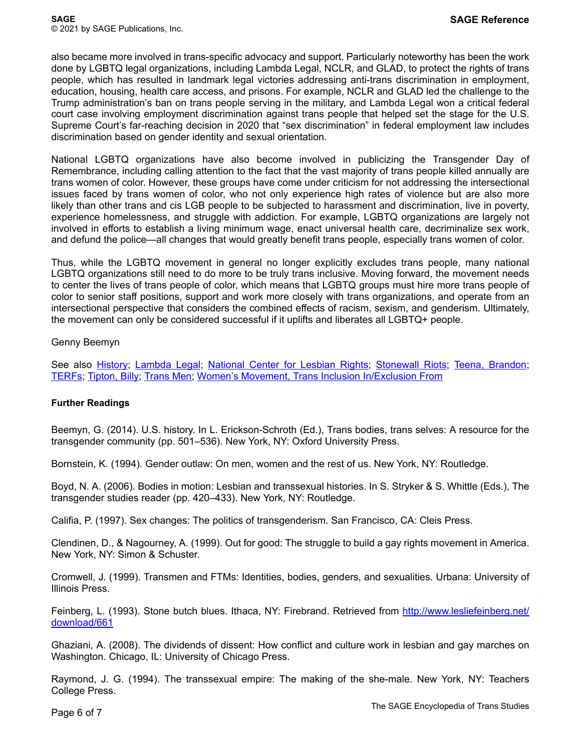also became more involved in trans-specific advocacy and support. Particularly noteworthy has been the work done by LGBTQ legal organizations, including Lambda Legal, NCLR, and GLAD, to protect the rights of trans people, which has resulted in landmark legal victories addressing anti-trans discrimination in employment, education, housing, health care access, and prisons. For example, NCLR and GLAD led the challenge to the Trump administration's ban on trans people serving in the military, and Lambda Legal won a critical federal court case involving employment discrimination against trans people that helped set the stage for the U.S. Supreme Court's far-reaching decision in 2020 that "sex discrimination" in federal employment law includes discrimination based on gender identity and sexual orientation.

National LGBTQ organizations have also become involved in publicizing the Transgender Day of Remembrance, including calling attention to the fact that the vast majority of trans people killed annually are trans women of color. However, these groups have come under criticism for not addressing the intersectional issues faced by trans women of color, who not only experience high rates of violence but are also more likely than other trans and cis LGB people to be subjected to harassment and discrimination, live in poverty, experience homelessness, and struggle with addiction. For example, LGBTQ organizations are largely not involved in efforts to establish a living minimum wage, enact universal health care, decriminalize sex work, and defund the police—all changes that would greatly benefit trans people, especially trans women of color.

Thus, while the LGBTQ movement in general no longer explicitly excludes trans people, many national LGBTQ organizations still need to do more to be truly trans inclusive. Moving forward, the movement needs to center the lives of trans people of color, which means that LGBTQ groups must hire more trans people of color to senior staff positions, support and work more closely with trans organizations, and operate from an intersectional perspective that considers the combined effects of racism, sexism, and genderism. Ultimately, the movement can only be considered successful if it uplifts and liberates all LGBTQ+ people.

Genny Beemyn

See also History; Lambda Legal; National Center for Lesbian Rights; Stonewall Riots; Teena, Brandon; TERFs; Tipton, Billy; Trans Men; Women's Movement, Trans Inclusion In/Exclusion From

**Further Readings**

Beemyn, G. (2014). U.S. history. In L. Erickson-Schroth (Ed.), Trans bodies, trans selves: A resource for the transgender community (pp. 501–536). New York, NY: Oxford University Press.

Bornstein, K. (1994). Gender outlaw: On men, women and the rest of us. New York, NY: Routledge.

Boyd, N. A. (2006). Bodies in motion: Lesbian and transsexual histories. In S. Stryker & S. Whittle (Eds.), The transgender studies reader (pp. 420–433). New York, NY: Routledge.

Califia, P. (1997). Sex changes: The politics of transgenderism. San Francisco, CA: Cleis Press.

Clendinen, D., & Nagourney, A. (1999). Out for good: The struggle to build a gay rights movement in America. New York, NY: Simon & Schuster.

Cromwell, J. (1999). Transmen and FTMs: Identities, bodies, genders, and sexualities. Urbana: University of Illinois Press.

Feinberg, L. (1993). Stone butch blues. Ithaca, NY: Firebrand. Retrieved from http://www.lesliefeinberg.net/download/661

Ghaziani, A. (2008). The dividends of dissent: How conflict and culture work in lesbian and gay marches on Washington. Chicago, IL: University of Chicago Press.

Raymond, J. G. (1994). The transsexual empire: The making of the she-male. New York, NY: Teachers College Press.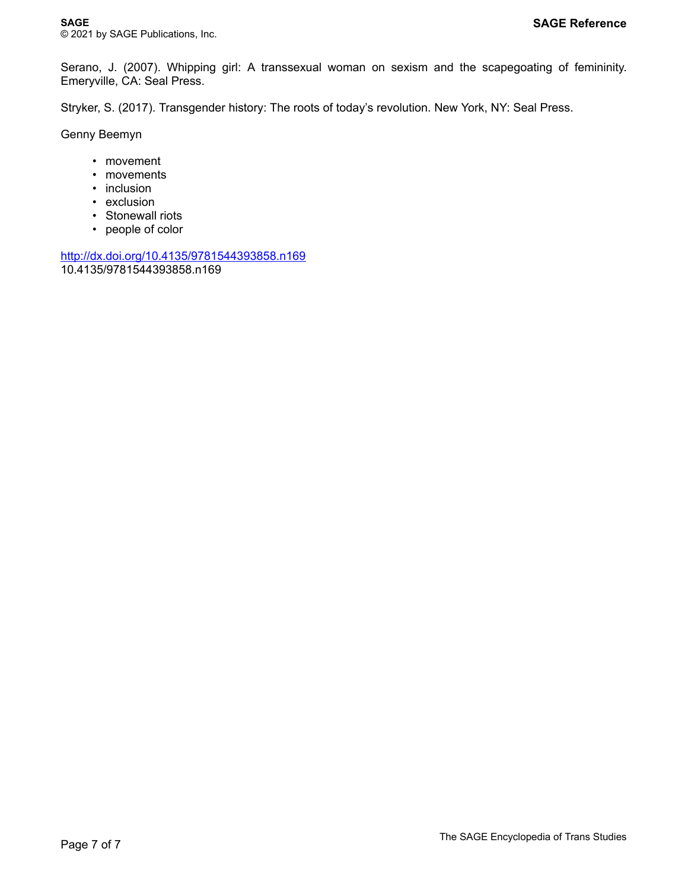Serano, J. (2007). Whipping girl: A transsexual woman on sexism and the scapegoating of femininity. Emeryville, CA: Seal Press.

Stryker, S. (2017). Transgender history: The roots of today's revolution. New York, NY: Seal Press.

Genny Beemyn

- movement
- movements
- inclusion
- exclusion
- Stonewall riots
- people of color

http://dx.doi.org/10.4135/9781544393858.n169
10.4135/9781544393858.n169